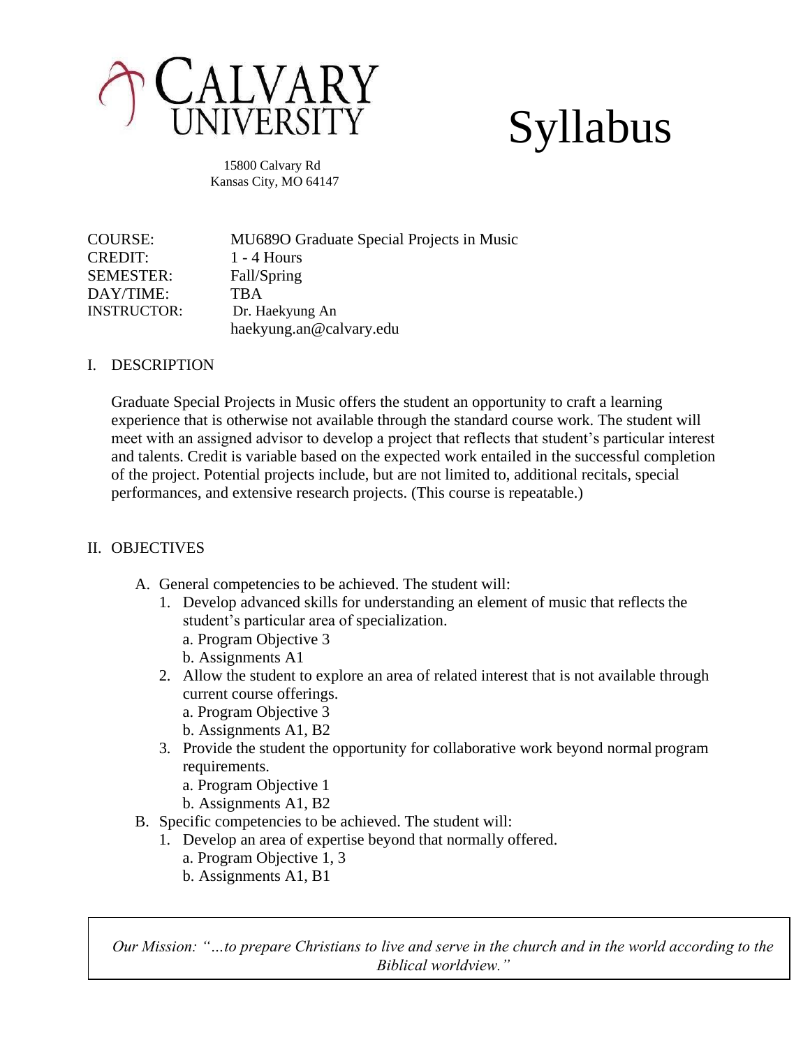# CALVARY UNIVERSITY

# Syllabus

15800 Calvary Rd
Kansas City, MO 64147

| | |
|---|---|
| COURSE: | MU689O Graduate Special Projects in Music |
| CREDIT: | 1 - 4 Hours |
| SEMESTER: | Fall/Spring |
| DAY/TIME: | TBA |
| INSTRUCTOR: | Dr. Haekyung An<br>haekyung.an@calvary.edu |

## I. DESCRIPTION

Graduate Special Projects in Music offers the student an opportunity to craft a learning experience that is otherwise not available through the standard course work. The student will meet with an assigned advisor to develop a project that reflects that student's particular interest and talents. Credit is variable based on the expected work entailed in the successful completion of the project. Potential projects include, but are not limited to, additional recitals, special performances, and extensive research projects. (This course is repeatable.)

## II. OBJECTIVES

A. General competencies to be achieved. The student will:
   1. Develop advanced skills for understanding an element of music that reflects the student's particular area of specialization.
      a. Program Objective 3
      b. Assignments A1
   2. Allow the student to explore an area of related interest that is not available through current course offerings.
      a. Program Objective 3
      b. Assignments A1, B2
   3. Provide the student the opportunity for collaborative work beyond normal program requirements.
      a. Program Objective 1
      b. Assignments A1, B2

B. Specific competencies to be achieved. The student will:
   1. Develop an area of expertise beyond that normally offered.
      a. Program Objective 1, 3
      b. Assignments A1, B1

*Our Mission: "…to prepare Christians to live and serve in the church and in the world according to the Biblical worldview."*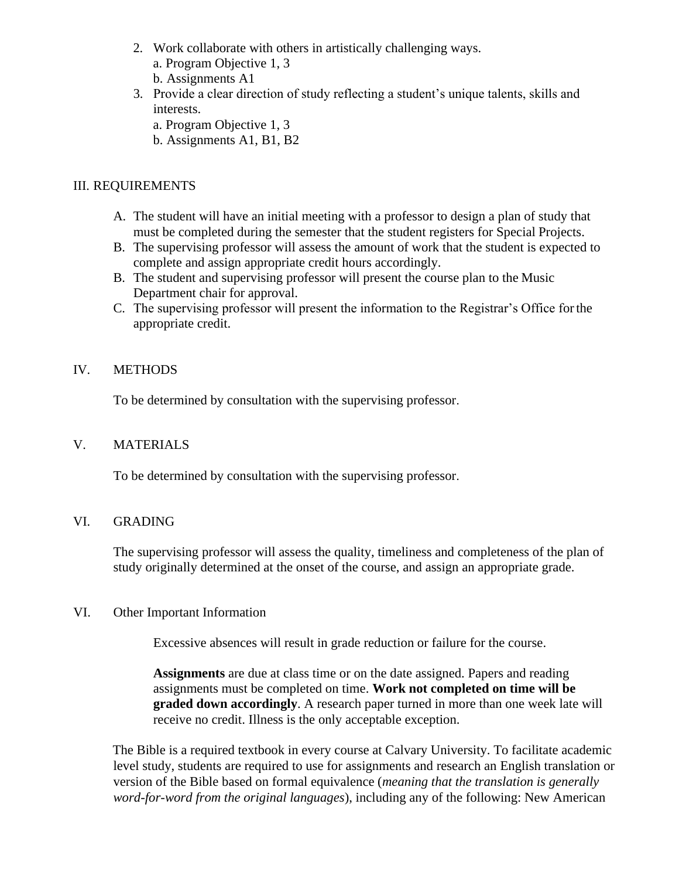2. Work collaborate with others in artistically challenging ways.
   a. Program Objective 1, 3
   b. Assignments A1
3. Provide a clear direction of study reflecting a student's unique talents, skills and interests.
   a. Program Objective 1, 3
   b. Assignments A1, B1, B2

## III. REQUIREMENTS

A. The student will have an initial meeting with a professor to design a plan of study that must be completed during the semester that the student registers for Special Projects.

B. The supervising professor will assess the amount of work that the student is expected to complete and assign appropriate credit hours accordingly.

B. The student and supervising professor will present the course plan to the Music Department chair for approval.

C. The supervising professor will present the information to the Registrar's Office for the appropriate credit.

## IV. METHODS

To be determined by consultation with the supervising professor.

## V. MATERIALS

To be determined by consultation with the supervising professor.

## VI. GRADING

The supervising professor will assess the quality, timeliness and completeness of the plan of study originally determined at the onset of the course, and assign an appropriate grade.

## VI. Other Important Information

Excessive absences will result in grade reduction or failure for the course.

**Assignments** are due at class time or on the date assigned. Papers and reading assignments must be completed on time. **Work not completed on time will be graded down accordingly**. A research paper turned in more than one week late will receive no credit. Illness is the only acceptable exception.

The Bible is a required textbook in every course at Calvary University. To facilitate academic level study, students are required to use for assignments and research an English translation or version of the Bible based on formal equivalence (*meaning that the translation is generally word-for-word from the original languages*), including any of the following: New American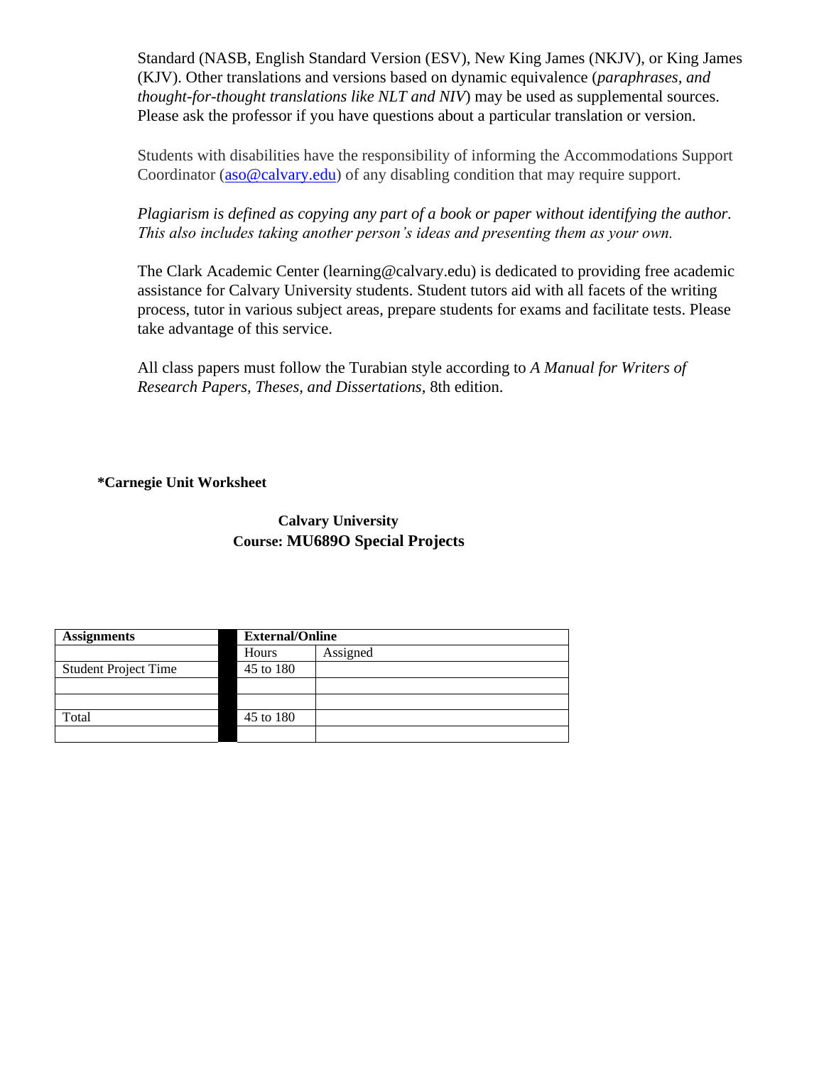Standard (NASB, English Standard Version (ESV), New King James (NKJV), or King James (KJV). Other translations and versions based on dynamic equivalence (*paraphrases, and thought-for-thought translations like NLT and NIV*) may be used as supplemental sources. Please ask the professor if you have questions about a particular translation or version.

Students with disabilities have the responsibility of informing the Accommodations Support Coordinator (aso@calvary.edu) of any disabling condition that may require support.

*Plagiarism is defined as copying any part of a book or paper without identifying the author. This also includes taking another person's ideas and presenting them as your own.*

The Clark Academic Center (learning@calvary.edu) is dedicated to providing free academic assistance for Calvary University students. Student tutors aid with all facets of the writing process, tutor in various subject areas, prepare students for exams and facilitate tests. Please take advantage of this service.

All class papers must follow the Turabian style according to *A Manual for Writers of Research Papers, Theses, and Dissertations*, 8th edition.

**\*Carnegie Unit Worksheet**

**Calvary University**
**Course: MU689O Special Projects**

| **Assignments** | | **External/Online** | |
|---|---|---|---|
| | | Hours | Assigned |
| Student Project Time | | 45 to 180 | |
| | | | |
| | | | |
| Total | | 45 to 180 | |
| | | | |